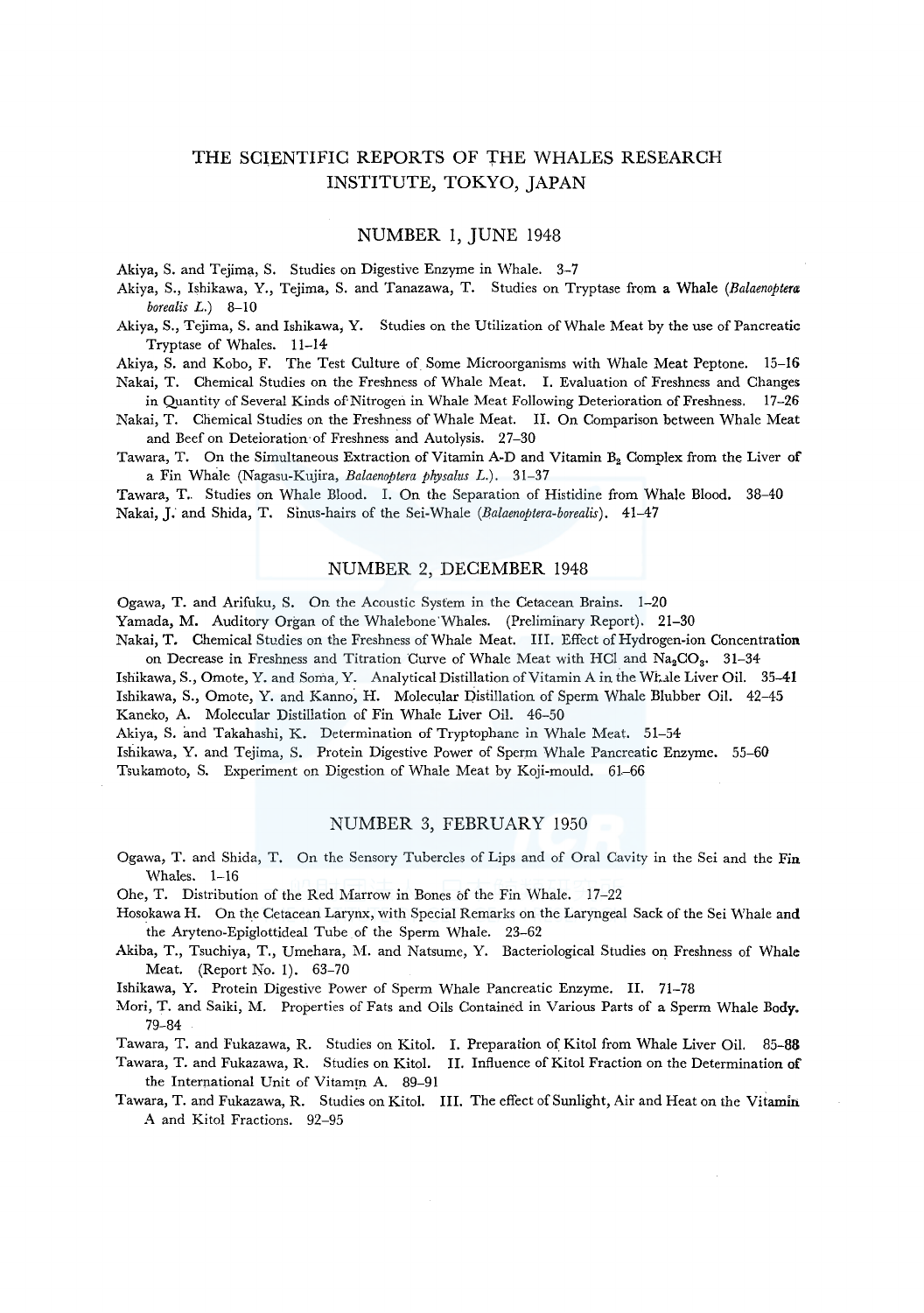# THE SCIENTIFIC REPORTS OF THE WHALES RESEARCH INSTITUTE, TOKYO, JAPAN

## NUMBER 1, JUNE 1948

Akiya, S. and Tejima, S. Studies on Digestive Enzyme in Whale. 3–7

Akiya, S., Ishikawa, Y., Tejima, S. and Tanazawa, T. Studies on Tryptase from a Whale (*Balaenoptera borealis L.*) 8–10

Akiya, S., Tejima, S. and Ishikawa, Y. Studies on the Utilization of Whale Meat by the use of Pancreatic Tryptase of Whales. 11–14

Akiya, S. and Kobo, F. The Test Culture of Some Microorganisms with Whale Meat Peptone. 15–16

Nakai, T. Chemical Studies on the Freshness of Whale Meat. I. Evaluation of Freshness and Changes in Quantity of Several Kinds of Nitrogen in Whale Meat Following Deterioration of Freshness. 17–26

Nakai, T. Chemical Studies on the Freshness of Whale Meat. II. On Comparison between Whale Meat and Beef on Deteioration of Freshness and Autolysis. 27–30

Tawara, T. On the Simultaneous Extraction of Vitamin A-D and Vitamin $B_2$ Complex from the Liver of a Fin Whale (Nagasu-Kujira, *Balaenoptera physalus L.*). 31–37

Tawara, T. Studies on Whale Blood. I. On the Separation of Histidine from Whale Blood. 38–40

Nakai, J. and Shida, T. Sinus-hairs of the Sei-Whale (*Balaenoptera-borealis*). 41–47

## NUMBER 2, DECEMBER 1948

Ogawa, T. and Arifuku, S. On the Acoustic System in the Cetacean Brains. 1–20

Yamada, M. Auditory Organ of the Whalebone Whales. (Preliminary Report). 21–30

Nakai, T. Chemical Studies on the Freshness of Whale Meat. III. Effect of Hydrogen-ion Concentration on Decrease in Freshness and Titration Curve of Whale Meat with HCl and $Na_2CO_3$. 31–34

Ishikawa, S., Omote, Y. and Soma, Y. Analytical Distillation of Vitamin A in the Whale Liver Oil. 35–41

Ishikawa, S., Omote, Y. and Kanno, H. Molecular Distillation of Sperm Whale Blubber Oil. 42–45

Kaneko, A. Molecular Distillation of Fin Whale Liver Oil. 46–50

Akiya, S. and Takahashi, K. Determination of Tryptophane in Whale Meat. 51–54

Ishikawa, Y. and Tejima, S. Protein Digestive Power of Sperm Whale Pancreatic Enzyme. 55–60

Tsukamoto, S. Experiment on Digestion of Whale Meat by Koji-mould. 61–66

## NUMBER 3, FEBRUARY 1950

Ogawa, T. and Shida, T. On the Sensory Tubercles of Lips and of Oral Cavity in the Sei and the Fin Whales. 1–16

Ohe, T. Distribution of the Red Marrow in Bones of the Fin Whale. 17–22

Hosokawa H. On the Cetacean Larynx, with Special Remarks on the Laryngeal Sack of the Sei Whale and the Aryteno-Epiglottideal Tube of the Sperm Whale. 23–62

Akiba, T., Tsuchiya, T., Umehara, M. and Natsume, Y. Bacteriological Studies on Freshness of Whale Meat. (Report No. 1). 63–70

Ishikawa, Y. Protein Digestive Power of Sperm Whale Pancreatic Enzyme. II. 71–78

Mori, T. and Saiki, M. Properties of Fats and Oils Contained in Various Parts of a Sperm Whale Body. 79–84

Tawara, T. and Fukazawa, R. Studies on Kitol. I. Preparation of Kitol from Whale Liver Oil. 85–88

Tawara, T. and Fukazawa, R. Studies on Kitol. II. Influence of Kitol Fraction on the Determination of the International Unit of Vitamin A. 89–91

Tawara, T. and Fukazawa, R. Studies on Kitol. III. The effect of Sunlight, Air and Heat on the Vitamin A and Kitol Fractions. 92–95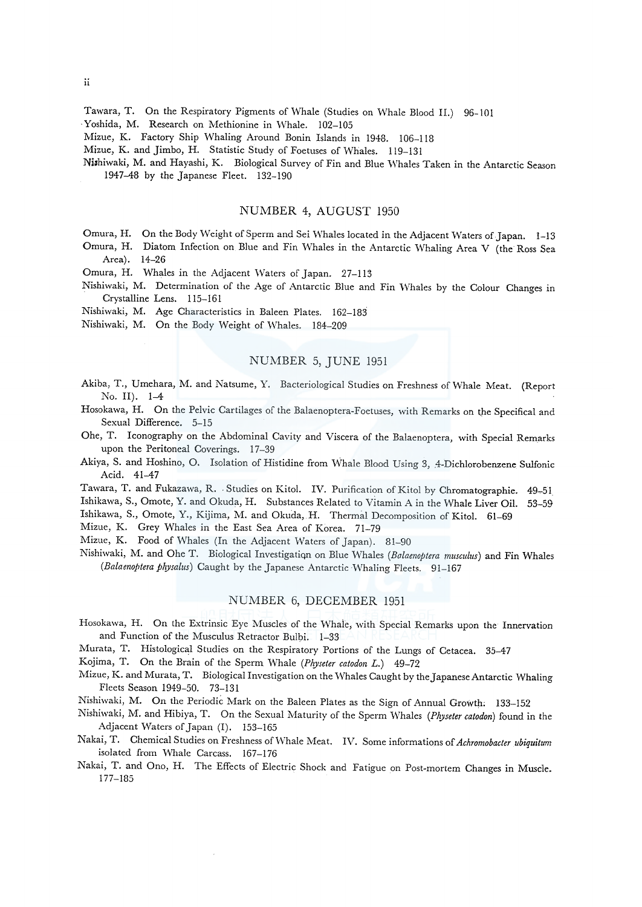Tawara, T. On the Respiratory Pigments of Whale (Studies on Whale Blood II.) 96–101

Yoshida, M. Research on Methionine in Whale. 102–105

Mizue, K. Factory Ship Whaling Around Bonin Islands in 1948. 106–118

Mizue, K. and Jimbo, H. Statistic Study of Foetuses of Whales. 119–131

Nishiwaki, M. and Hayashi, K. Biological Survey of Fin and Blue Whales Taken in the Antarctic Season 1947–48 by the Japanese Fleet. 132–190

## NUMBER 4, AUGUST 1950

Omura, H. On the Body Weight of Sperm and Sei Whales located in the Adjacent Waters of Japan. 1–13

Omura, H. Diatom Infection on Blue and Fin Whales in the Antarctic Whaling Area V (the Ross Sea Area). 14–26

Omura, H. Whales in the Adjacent Waters of Japan. 27–113

Nishiwaki, M. Determination of the Age of Antarctic Blue and Fin Whales by the Colour Changes in Crystalline Lens. 115–161

Nishiwaki, M. Age Characteristics in Baleen Plates. 162–183

Nishiwaki, M. On the Body Weight of Whales. 184–209

## NUMBER 5, JUNE 1951

Akiba, T., Umehara, M. and Natsume, Y. Bacteriological Studies on Freshness of Whale Meat. (Report No. II). 1–4

Hosokawa, H. On the Pelvic Cartilages of the Balaenoptera-Foetuses, with Remarks on the Specifical and Sexual Difference. 5–15

Ohe, T. Iconography on the Abdominal Cavity and Viscera of the Balaenoptera, with Special Remarks upon the Peritoneal Coverings. 17–39

Akiya, S. and Hoshino, O. Isolation of Histidine from Whale Blood Using 3, 4-Dichlorobenzene Sulfonic Acid. 41–47

Tawara, T. and Fukazawa, R. Studies on Kitol. IV. Purification of Kitol by Chromatographie. 49–51

Ishikawa, S., Omote, Y. and Okuda, H. Substances Related to Vitamin A in the Whale Liver Oil. 53–59

Ishikawa, S., Omote, Y., Kijima, M. and Okuda, H. Thermal Decomposition of Kitol. 61–69

Mizue, K. Grey Whales in the East Sea Area of Korea. 71–79

Mizue, K. Food of Whales (In the Adjacent Waters of Japan). 81–90

Nishiwaki, M. and Ohe T. Biological Investigation on Blue Whales (*Balaenoptera musculus*) and Fin Whales (*Balaenoptera physalus*) Caught by the Japanese Antarctic Whaling Fleets. 91–167

## NUMBER 6, DECEMBER 1951

Hosokawa, H. On the Extrinsic Eye Muscles of the Whale, with Special Remarks upon the Innervation and Function of the Musculus Retractor Bulbi. 1–33

Murata, T. Histological Studies on the Respiratory Portions of the Lungs of Cetacea. 35–47

Kojima, T. On the Brain of the Sperm Whale (*Physeter catodon L.*) 49–72

Mizue, K. and Murata, T. Biological Investigation on the Whales Caught by the Japanese Antarctic Whaling Fleets Season 1949–50. 73–131

Nishiwaki, M. On the Periodic Mark on the Baleen Plates as the Sign of Annual Growth. 133–152

Nishiwaki, M. and Hibiya, T. On the Sexual Maturity of the Sperm Whales (*Physeter catodon*) found in the Adjacent Waters of Japan (I). 153–165

Nakai, T. Chemical Studies on Freshness of Whale Meat. IV. Some informations of *Achromobacter ubiquitum* isolated from Whale Carcass. 167–176

Nakai, T. and Ono, H. The Effects of Electric Shock and Fatigue on Post-mortem Changes in Muscle. 177–185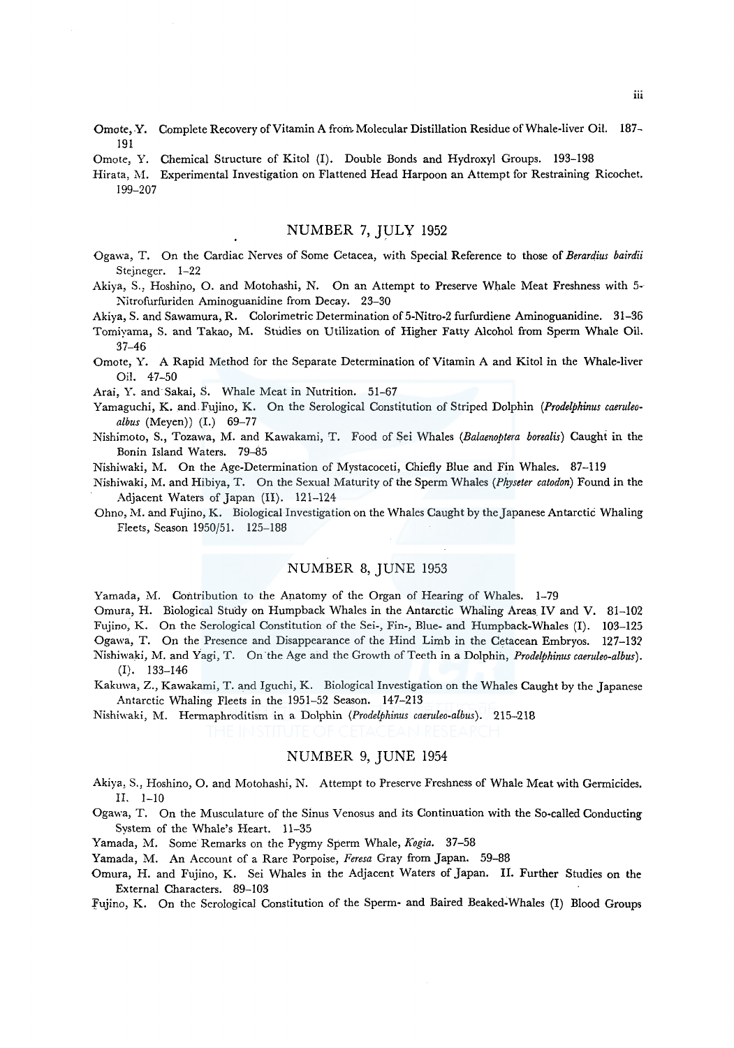Omote, Y. Complete Recovery of Vitamin A from Molecular Distillation Residue of Whale-liver Oil. 187–191

Omote, Y. Chemical Structure of Kitol (I). Double Bonds and Hydroxyl Groups. 193–198

Hirata, M. Experimental Investigation on Flattened Head Harpoon an Attempt for Restraining Ricochet. 199–207

## NUMBER 7, JULY 1952

Ogawa, T. On the Cardiac Nerves of Some Cetacea, with Special Reference to those of *Berardius bairdii* Stejneger. 1–22

Akiya, S., Hoshino, O. and Motohashi, N. On an Attempt to Preserve Whale Meat Freshness with 5-Nitrofurfuriden Aminoguanidine from Decay. 23–30

Akiya, S. and Sawamura, R. Colorimetric Determination of 5-Nitro-2 furfurdiene Aminoguanidine. 31–36

Tomiyama, S. and Takao, M. Studies on Utilization of Higher Fatty Alcohol from Sperm Whale Oil. 37–46

Omote, Y. A Rapid Method for the Separate Determination of Vitamin A and Kitol in the Whale-liver Oil. 47–50

Arai, Y. and Sakai, S. Whale Meat in Nutrition. 51–67

Yamaguchi, K. and Fujino, K. On the Serological Constitution of Striped Dolphin (*Prodelphinus caeruleo-albus* (Meyen)) (I.) 69–77

Nishimoto, S., Tozawa, M. and Kawakami, T. Food of Sei Whales (*Balaenoptera borealis*) Caught in the Bonin Island Waters. 79–85

Nishiwaki, M. On the Age-Determination of Mystacoceti, Chiefly Blue and Fin Whales. 87–119

Nishiwaki, M. and Hibiya, T. On the Sexual Maturity of the Sperm Whales (*Physeter catodon*) Found in the Adjacent Waters of Japan (II). 121–124

Ohno, M. and Fujino, K. Biological Investigation on the Whales Caught by the Japanese Antarctic Whaling Fleets, Season 1950/51. 125–188

## NUMBER 8, JUNE 1953

Yamada, M. Contribution to the Anatomy of the Organ of Hearing of Whales. 1–79

Omura, H. Biological Study on Humpback Whales in the Antarctic Whaling Areas IV and V. 81–102

Fujino, K. On the Serological Constitution of the Sei-, Fin-, Blue- and Humpback-Whales (I). 103–125

Ogawa, T. On the Presence and Disappearance of the Hind Limb in the Cetacean Embryos. 127–132

Nishiwaki, M. and Yagi, T. On the Age and the Growth of Teeth in a Dolphin, *Prodelphinus caeruleo-albus*). (I). 133–146

Kakuwa, Z., Kawakami, T. and Iguchi, K. Biological Investigation on the Whales Caught by the Japanese Antarctic Whaling Fleets in the 1951–52 Season. 147–213

Nishiwaki, M. Hermaphroditism in a Dolphin (*Prodelphinus caeruleo-albus*). 215–218

## NUMBER 9, JUNE 1954

Akiya, S., Hoshino, O. and Motohashi, N. Attempt to Preserve Freshness of Whale Meat with Germicides. II. 1–10

Ogawa, T. On the Musculature of the Sinus Venosus and its Continuation with the So-called Conducting System of the Whale's Heart. 11–35

Yamada, M. Some Remarks on the Pygmy Sperm Whale, *Kogia*. 37–58

Yamada, M. An Account of a Rare Porpoise, *Feresa* Gray from Japan. 59–88

Omura, H. and Fujino, K. Sei Whales in the Adjacent Waters of Japan. II. Further Studies on the External Characters. 89–103

Fujino, K. On the Serological Constitution of the Sperm- and Baired Beaked-Whales (I) Blood Groups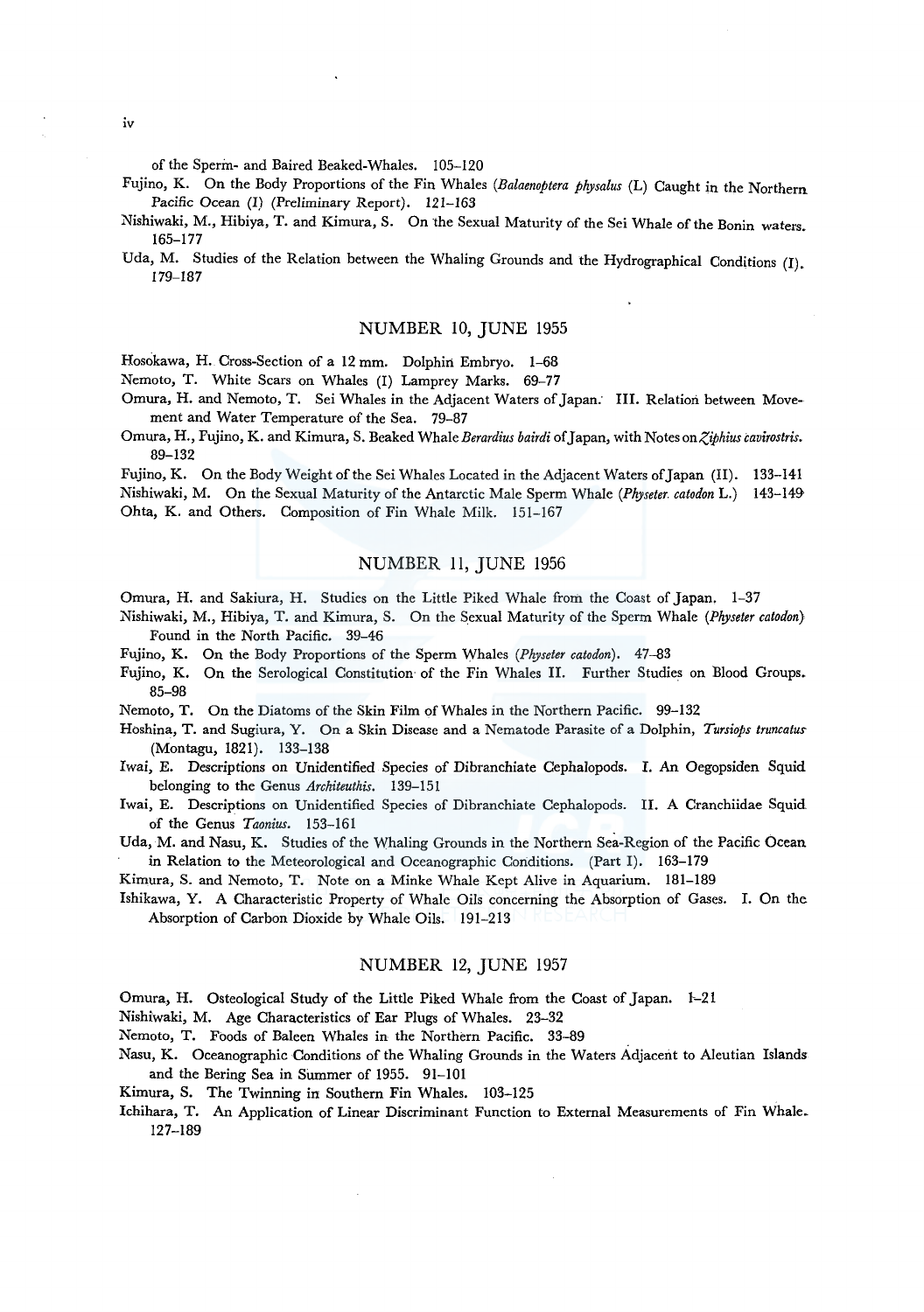of the Sperm- and Baired Beaked-Whales. 105–120

Fujino, K. On the Body Proportions of the Fin Whales (*Balaenoptera physalus* (L) Caught in the Northern Pacific Ocean (I) (Preliminary Report). 121–163

Nishiwaki, M., Hibiya, T. and Kimura, S. On the Sexual Maturity of the Sei Whale of the Bonin waters. 165–177

Uda, M. Studies of the Relation between the Whaling Grounds and the Hydrographical Conditions (I). 179–187

## NUMBER 10, JUNE 1955

Hosokawa, H. Cross-Section of a 12 mm. Dolphin Embryo. 1–68

Nemoto, T. White Scars on Whales (I) Lamprey Marks. 69–77

Omura, H. and Nemoto, T. Sei Whales in the Adjacent Waters of Japan. III. Relation between Movement and Water Temperature of the Sea. 79–87

Omura, H., Fujino, K. and Kimura, S. Beaked Whale *Berardius bairdi* of Japan, with Notes on *Ziphius cavirostris*. 89–132

Fujino, K. On the Body Weight of the Sei Whales Located in the Adjacent Waters of Japan (II). 133–141

Nishiwaki, M. On the Sexual Maturity of the Antarctic Male Sperm Whale (*Physeter. catodon* L.) 143–149

Ohta, K. and Others. Composition of Fin Whale Milk. 151–167

## NUMBER 11, JUNE 1956

Omura, H. and Sakiura, H. Studies on the Little Piked Whale from the Coast of Japan. 1–37

Nishiwaki, M., Hibiya, T. and Kimura, S. On the Sexual Maturity of the Sperm Whale (*Physeter catodon*) Found in the North Pacific. 39–46

Fujino, K. On the Body Proportions of the Sperm Whales (*Physeter catodon*). 47–83

Fujino, K. On the Serological Constitution of the Fin Whales II. Further Studies on Blood Groups. 85–98

Nemoto, T. On the Diatoms of the Skin Film of Whales in the Northern Pacific. 99–132

Hoshina, T. and Sugiura, Y. On a Skin Disease and a Nematode Parasite of a Dolphin, *Tursiops truncatus* (Montagu, 1821). 133–138

Iwai, E. Descriptions on Unidentified Species of Dibranchiate Cephalopods. I. An Oegopsiden Squid belonging to the Genus *Architeuthis*. 139–151

Iwai, E. Descriptions on Unidentified Species of Dibranchiate Cephalopods. II. A Cranchiidae Squid of the Genus *Taonius*. 153–161

Uda, M. and Nasu, K. Studies of the Whaling Grounds in the Northern Sea-Region of the Pacific Ocean in Relation to the Meteorological and Oceanographic Conditions. (Part I). 163–179

Kimura, S. and Nemoto, T. Note on a Minke Whale Kept Alive in Aquarium. 181–189

Ishikawa, Y. A Characteristic Property of Whale Oils concerning the Absorption of Gases. I. On the Absorption of Carbon Dioxide by Whale Oils. 191–213

## NUMBER 12, JUNE 1957

Omura, H. Osteological Study of the Little Piked Whale from the Coast of Japan. 1–21

Nishiwaki, M. Age Characteristics of Ear Plugs of Whales. 23–32

Nemoto, T. Foods of Baleen Whales in the Northern Pacific. 33–89

Nasu, K. Oceanographic Conditions of the Whaling Grounds in the Waters Adjacent to Aleutian Islands and the Bering Sea in Summer of 1955. 91–101

Kimura, S. The Twinning in Southern Fin Whales. 103–125

Ichihara, T. An Application of Linear Discriminant Function to External Measurements of Fin Whale. 127–189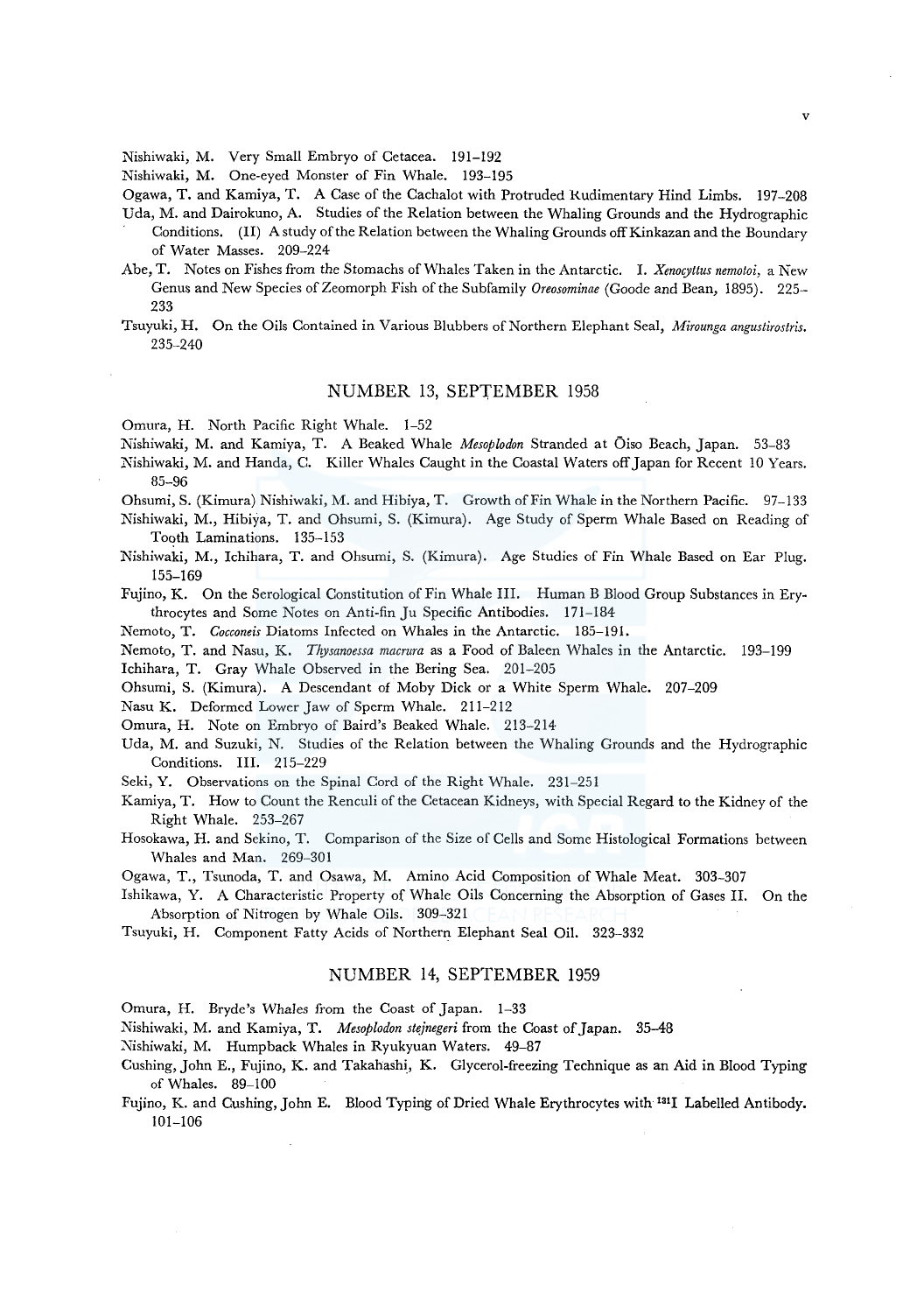Nishiwaki, M. Very Small Embryo of Cetacea. 191–192

Nishiwaki, M. One-eyed Monster of Fin Whale. 193–195

Ogawa, T. and Kamiya, T. A Case of the Cachalot with Protruded Rudimentary Hind Limbs. 197–208

Uda, M. and Dairokuno, A. Studies of the Relation between the Whaling Grounds and the Hydrographic Conditions. (II) A study of the Relation between the Whaling Grounds off Kinkazan and the Boundary of Water Masses. 209–224

Abe, T. Notes on Fishes from the Stomachs of Whales Taken in the Antarctic. I. *Xenocyttus nemotoi*, a New Genus and New Species of Zeomorph Fish of the Subfamily *Oreosominae* (Goode and Bean, 1895). 225–233

Tsuyuki, H. On the Oils Contained in Various Blubbers of Northern Elephant Seal, *Mirounga angustirostris*. 235–240

## NUMBER 13, SEPTEMBER 1958

Omura, H. North Pacific Right Whale. 1–52

Nishiwaki, M. and Kamiya, T. A Beaked Whale *Mesoplodon* Stranded at Ōiso Beach, Japan. 53–83

Nishiwaki, M. and Handa, C. Killer Whales Caught in the Coastal Waters off Japan for Recent 10 Years. 85–96

Ohsumi, S. (Kimura) Nishiwaki, M. and Hibiya, T. Growth of Fin Whale in the Northern Pacific. 97–133

Nishiwaki, M., Hibiya, T. and Ohsumi, S. (Kimura). Age Study of Sperm Whale Based on Reading of Tooth Laminations. 135–153

Nishiwaki, M., Ichihara, T. and Ohsumi, S. (Kimura). Age Studies of Fin Whale Based on Ear Plug. 155–169

Fujino, K. On the Serological Constitution of Fin Whale III. Human B Blood Group Substances in Erythrocytes and Some Notes on Anti-fin Ju Specific Antibodies. 171–184

Nemoto, T. *Cocconeis* Diatoms Infected on Whales in the Antarctic. 185–191.

Nemoto, T. and Nasu, K. *Thysanoessa macrura* as a Food of Baleen Whales in the Antarctic. 193–199

Ichihara, T. Gray Whale Observed in the Bering Sea. 201–205

Ohsumi, S. (Kimura). A Descendant of Moby Dick or a White Sperm Whale. 207–209

Nasu K. Deformed Lower Jaw of Sperm Whale. 211–212

Omura, H. Note on Embryo of Baird's Beaked Whale. 213–214

Uda, M. and Suzuki, N. Studies of the Relation between the Whaling Grounds and the Hydrographic Conditions. III. 215–229

Seki, Y. Observations on the Spinal Cord of the Right Whale. 231–251

Kamiya, T. How to Count the Renculi of the Cetacean Kidneys, with Special Regard to the Kidney of the Right Whale. 253–267

Hosokawa, H. and Sekino, T. Comparison of the Size of Cells and Some Histological Formations between Whales and Man. 269–301

Ogawa, T., Tsunoda, T. and Osawa, M. Amino Acid Composition of Whale Meat. 303–307

Ishikawa, Y. A Characteristic Property of Whale Oils Concerning the Absorption of Gases II. On the Absorption of Nitrogen by Whale Oils. 309–321

Tsuyuki, H. Component Fatty Acids of Northern Elephant Seal Oil. 323–332

## NUMBER 14, SEPTEMBER 1959

Omura, H. Bryde's Whales from the Coast of Japan. 1–33

Nishiwaki, M. and Kamiya, T. *Mesoplodon stejnegeri* from the Coast of Japan. 35–48

Nishiwaki, M. Humpback Whales in Ryukyuan Waters. 49–87

Cushing, John E., Fujino, K. and Takahashi, K. Glycerol-freezing Technique as an Aid in Blood Typing of Whales. 89–100

Fujino, K. and Cushing, John E. Blood Typing of Dried Whale Erythrocytes with $^{131}$I Labelled Antibody. 101–106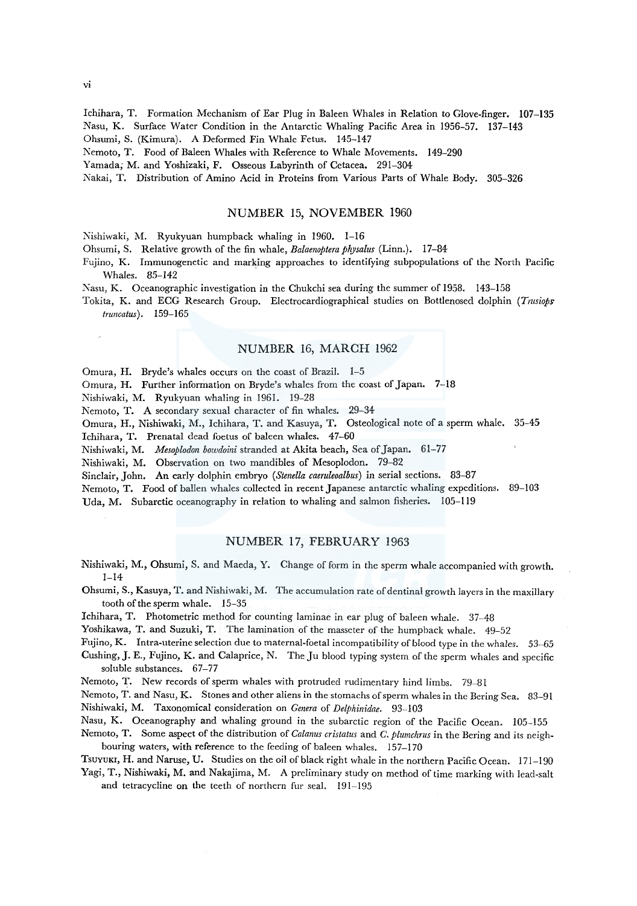Ichihara, T. Formation Mechanism of Ear Plug in Baleen Whales in Relation to Glove-finger. 107–135

Nasu, K. Surface Water Condition in the Antarctic Whaling Pacific Area in 1956–57. 137–143

Ohsumi, S. (Kimura). A Deformed Fin Whale Fetus. 145–147

Nemoto, T. Food of Baleen Whales with Reference to Whale Movements. 149–290

Yamada, M. and Yoshizaki, F. Osseous Labyrinth of Cetacea. 291–304

Nakai, T. Distribution of Amino Acid in Proteins from Various Parts of Whale Body. 305–326

## NUMBER 15, NOVEMBER 1960

Nishiwaki, M. Ryukyuan humpback whaling in 1960. 1–16

Ohsumi, S. Relative growth of the fin whale, *Balaenoptera physalus* (Linn.). 17–84

Fujino, K. Immunogenetic and marking approaches to identifying subpopulations of the North Pacific Whales. 85–142

Nasu, K. Oceanographic investigation in the Chukchi sea during the summer of 1958. 143–158

Tokita, K. and ECG Research Group. Electrocardiographical studies on Bottlenosed dolphin (*Trusiops truncatus*). 159–165

## NUMBER 16, MARCH 1962

Omura, H. Bryde's whales occurs on the coast of Brazil. 1–5

Omura, H. Further information on Bryde's whales from the coast of Japan. 7–18

Nishiwaki, M. Ryukyuan whaling in 1961. 19–28

Nemoto, T. A secondary sexual character of fin whales. 29–34

Omura, H., Nishiwaki, M., Ichihara, T. and Kasuya, T. Osteological note of a sperm whale. 35–45

Ichihara, T. Prenatal dead foetus of baleen whales. 47–60

Nishiwaki, M. *Mesoplodon bowdoini* stranded at Akita beach, Sea of Japan. 61–77

Nishiwaki, M. Observation on two mandibles of Mesoplodon. 79–82

Sinclair, John. An early dolphin embryo (*Stenella caeruleoalbus*) in serial sections. 83–87

Nemoto, T. Food of ballen whales collected in recent Japanese antarctic whaling expeditions. 89–103

Uda, M. Subarctic oceanography in relation to whaling and salmon fisheries. 105–119

## NUMBER 17, FEBRUARY 1963

Nishiwaki, M., Ohsumi, S. and Maeda, Y. Change of form in the sperm whale accompanied with growth. 1–14

Ohsumi, S., Kasuya, T. and Nishiwaki, M. The accumulation rate of dentinal growth layers in the maxillary tooth of the sperm whale. 15–35

Ichihara, T. Photometric method for counting laminae in ear plug of baleen whale. 37–48

Yoshikawa, T. and Suzuki, T. The lamination of the masseter of the humpback whale. 49–52

Fujino, K. Intra-uterine selection due to maternal-foetal incompatibility of blood type in the whales. 53–65

Cushing, J. E., Fujino, K. and Calaprice, N. The Ju blood typing system of the sperm whales and specific soluble substances. 67–77

Nemoto, T. New records of sperm whales with protruded rudimentary hind limbs. 79–81

Nemoto, T. and Nasu, K. Stones and other aliens in the stomachs of sperm whales in the Bering Sea. 83–91

Nishiwaki, M. Taxonomical consideration on *Genera* of *Delphinidae*. 93–103

Nasu, K. Oceanography and whaling ground in the subarctic region of the Pacific Ocean. 105–155

Nemoto, T. Some aspect of the distribution of *Calanus cristatus* and *C. plumchrus* in the Bering and its neighbouring waters, with reference to the feeding of baleen whales. 157–170

Tsuyuki, H. and Naruse, U. Studies on the oil of black right whale in the northern Pacific Ocean. 171–190

Yagi, T., Nishiwaki, M. and Nakajima, M. A preliminary study on method of time marking with lead-salt and tetracycline on the teeth of northern fur seal. 191–195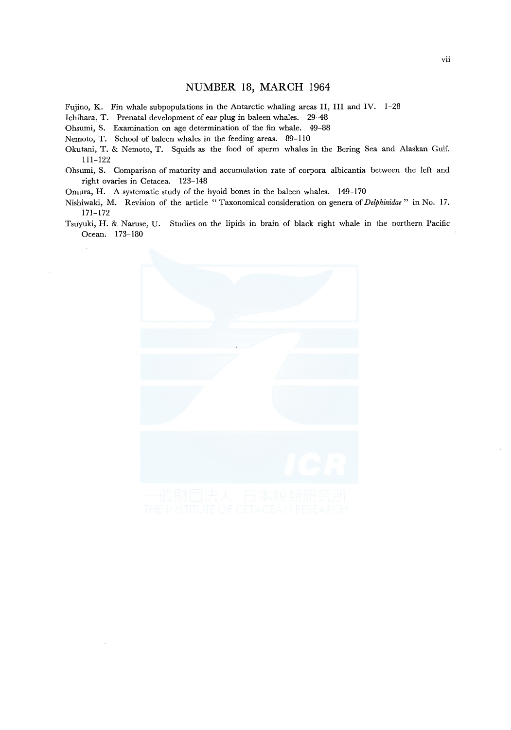## NUMBER 18, MARCH 1964

Fujino, K. Fin whale subpopulations in the Antarctic whaling areas II, III and IV. 1–28

Ichihara, T. Prenatal development of ear plug in baleen whales. 29–48

Ohsumi, S. Examination on age determination of the fin whale. 49–88

Nemoto, T. School of baleen whales in the feeding areas. 89–110

Okutani, T. & Nemoto, T. Squids as the food of sperm whales in the Bering Sea and Alaskan Gulf. 111–122

Ohsumi, S. Comparison of maturity and accumulation rate of corpora albicantia between the left and right ovaries in Cetacea. 123–148

Omura, H. A systematic study of the hyoid bones in the baleen whales. 149–170

Nishiwaki, M. Revision of the article "Taxonomical consideration on genera of *Delphinidae*" in No. 17. 171–172

Tsuyuki, H. & Naruse, U. Studies on the lipids in brain of black right whale in the northern Pacific Ocean. 173–180